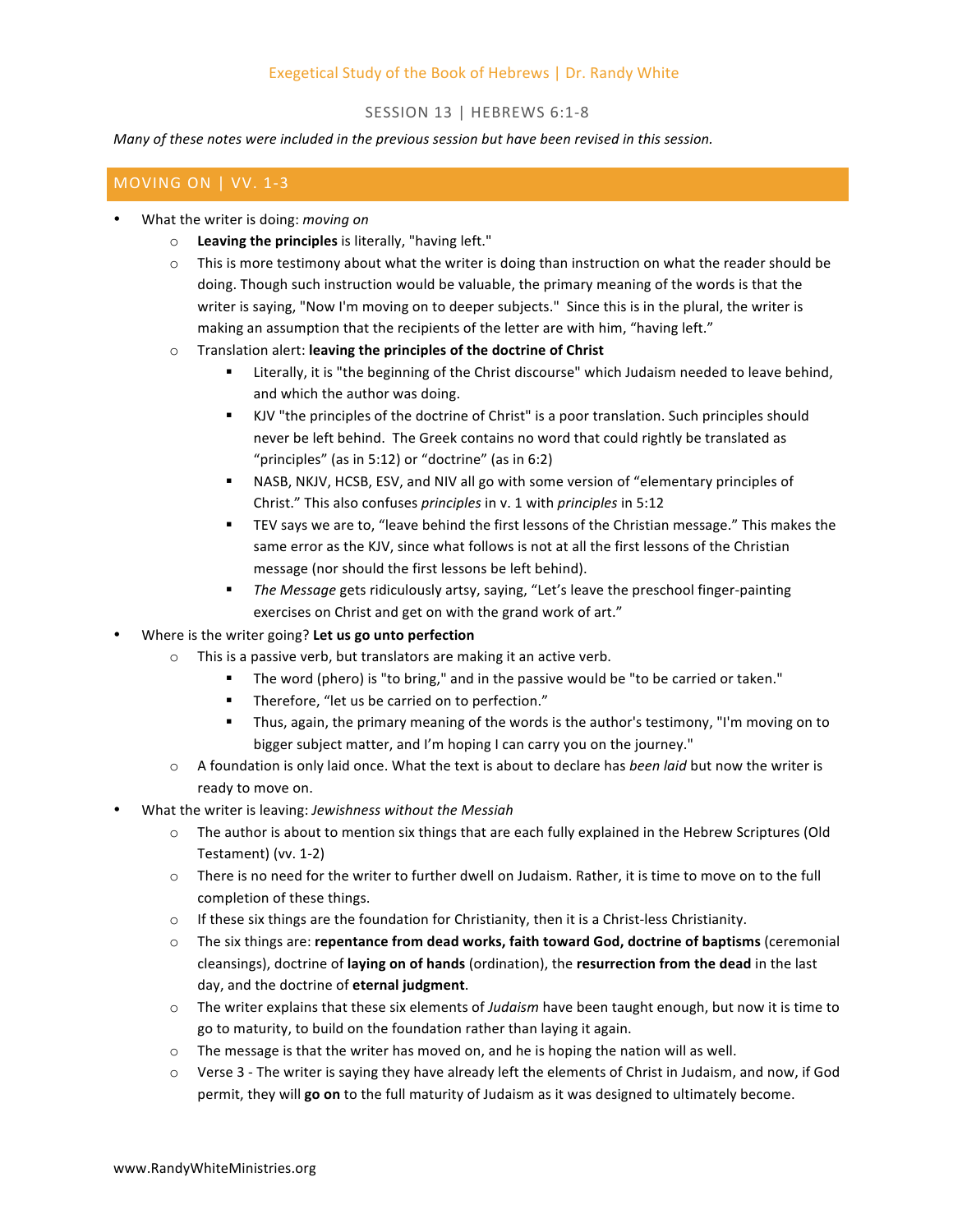Exegetical Study of the Book of Hebrews | Dr. Randy White

SESSION 13 | HEBREWS 6:1-8

*Many of these notes were included in the previous session but have been revised in this session.*

## MOVING ON | VV. 1-3

- What the writer is doing: *moving on*
  - **Leaving the principles** is literally, "having left."
  - This is more testimony about what the writer is doing than instruction on what the reader should be doing. Though such instruction would be valuable, the primary meaning of the words is that the writer is saying, "Now I'm moving on to deeper subjects." Since this is in the plural, the writer is making an assumption that the recipients of the letter are with him, "having left."
  - Translation alert: **leaving the principles of the doctrine of Christ**
    - Literally, it is "the beginning of the Christ discourse" which Judaism needed to leave behind, and which the author was doing.
    - KJV "the principles of the doctrine of Christ" is a poor translation. Such principles should never be left behind. The Greek contains no word that could rightly be translated as "principles" (as in 5:12) or "doctrine" (as in 6:2)
    - NASB, NKJV, HCSB, ESV, and NIV all go with some version of "elementary principles of Christ." This also confuses *principles* in v. 1 with *principles* in 5:12
    - TEV says we are to, "leave behind the first lessons of the Christian message." This makes the same error as the KJV, since what follows is not at all the first lessons of the Christian message (nor should the first lessons be left behind).
    - *The Message* gets ridiculously artsy, saying, "Let's leave the preschool finger-painting exercises on Christ and get on with the grand work of art."
- Where is the writer going? **Let us go unto perfection**
  - This is a passive verb, but translators are making it an active verb.
    - The word (phero) is "to bring," and in the passive would be "to be carried or taken."
    - Therefore, "let us be carried on to perfection."
    - Thus, again, the primary meaning of the words is the author's testimony, "I'm moving on to bigger subject matter, and I'm hoping I can carry you on the journey."
  - A foundation is only laid once. What the text is about to declare has *been laid* but now the writer is ready to move on.
- What the writer is leaving: *Jewishness without the Messiah*
  - The author is about to mention six things that are each fully explained in the Hebrew Scriptures (Old Testament) (vv. 1-2)
  - There is no need for the writer to further dwell on Judaism. Rather, it is time to move on to the full completion of these things.
  - If these six things are the foundation for Christianity, then it is a Christ-less Christianity.
  - The six things are: **repentance from dead works, faith toward God, doctrine of baptisms** (ceremonial cleansings), doctrine of **laying on of hands** (ordination), the **resurrection from the dead** in the last day, and the doctrine of **eternal judgment**.
  - The writer explains that these six elements of *Judaism* have been taught enough, but now it is time to go to maturity, to build on the foundation rather than laying it again.
  - The message is that the writer has moved on, and he is hoping the nation will as well.
  - Verse 3 - The writer is saying they have already left the elements of Christ in Judaism, and now, if God permit, they will **go on** to the full maturity of Judaism as it was designed to ultimately become.

www.RandyWhiteMinistries.org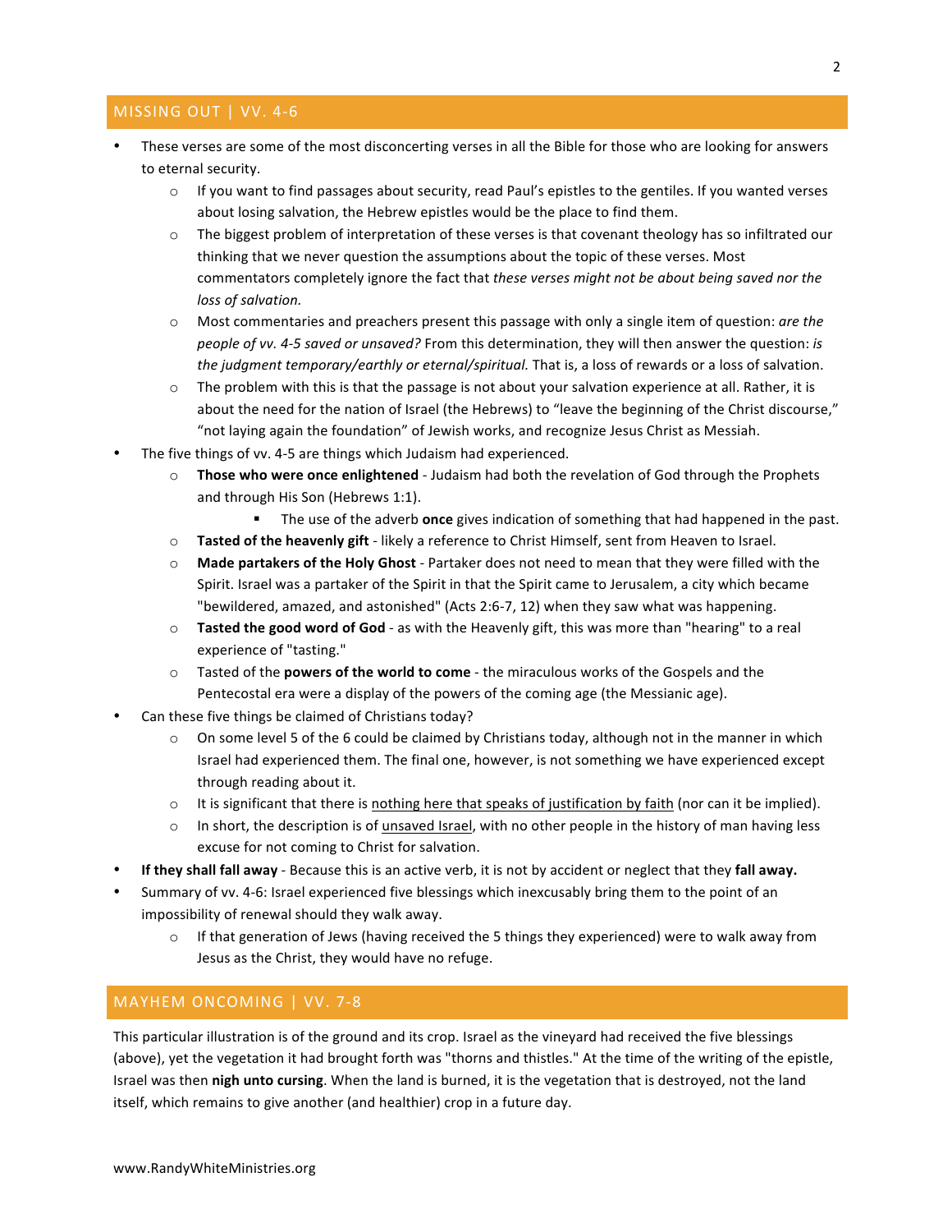## MISSING OUT | VV. 4-6

- These verses are some of the most disconcerting verses in all the Bible for those who are looking for answers to eternal security.
  - If you want to find passages about security, read Paul's epistles to the gentiles. If you wanted verses about losing salvation, the Hebrew epistles would be the place to find them.
  - The biggest problem of interpretation of these verses is that covenant theology has so infiltrated our thinking that we never question the assumptions about the topic of these verses. Most commentators completely ignore the fact that *these verses might not be about being saved nor the loss of salvation.*
  - Most commentaries and preachers present this passage with only a single item of question: *are the people of vv. 4-5 saved or unsaved?* From this determination, they will then answer the question: *is the judgment temporary/earthly or eternal/spiritual.* That is, a loss of rewards or a loss of salvation.
  - The problem with this is that the passage is not about your salvation experience at all. Rather, it is about the need for the nation of Israel (the Hebrews) to "leave the beginning of the Christ discourse," "not laying again the foundation" of Jewish works, and recognize Jesus Christ as Messiah.
- The five things of vv. 4-5 are things which Judaism had experienced.
  - **Those who were once enlightened** - Judaism had both the revelation of God through the Prophets and through His Son (Hebrews 1:1).
    - The use of the adverb **once** gives indication of something that had happened in the past.
  - **Tasted of the heavenly gift** - likely a reference to Christ Himself, sent from Heaven to Israel.
  - **Made partakers of the Holy Ghost** - Partaker does not need to mean that they were filled with the Spirit. Israel was a partaker of the Spirit in that the Spirit came to Jerusalem, a city which became "bewildered, amazed, and astonished" (Acts 2:6-7, 12) when they saw what was happening.
  - **Tasted the good word of God** - as with the Heavenly gift, this was more than "hearing" to a real experience of "tasting."
  - Tasted of the **powers of the world to come** - the miraculous works of the Gospels and the Pentecostal era were a display of the powers of the coming age (the Messianic age).
- Can these five things be claimed of Christians today?
  - On some level 5 of the 6 could be claimed by Christians today, although not in the manner in which Israel had experienced them. The final one, however, is not something we have experienced except through reading about it.
  - It is significant that there is <u>nothing here that speaks of justification by faith</u> (nor can it be implied).
  - In short, the description is of <u>unsaved Israel</u>, with no other people in the history of man having less excuse for not coming to Christ for salvation.
- **If they shall fall away** - Because this is an active verb, it is not by accident or neglect that they **fall away.**
- Summary of vv. 4-6: Israel experienced five blessings which inexcusably bring them to the point of an impossibility of renewal should they walk away.
  - If that generation of Jews (having received the 5 things they experienced) were to walk away from Jesus as the Christ, they would have no refuge.

## MAYHEM ONCOMING | VV. 7-8

This particular illustration is of the ground and its crop. Israel as the vineyard had received the five blessings (above), yet the vegetation it had brought forth was "thorns and thistles." At the time of the writing of the epistle, Israel was then **nigh unto cursing**. When the land is burned, it is the vegetation that is destroyed, not the land itself, which remains to give another (and healthier) crop in a future day.

www.RandyWhiteMinistries.org